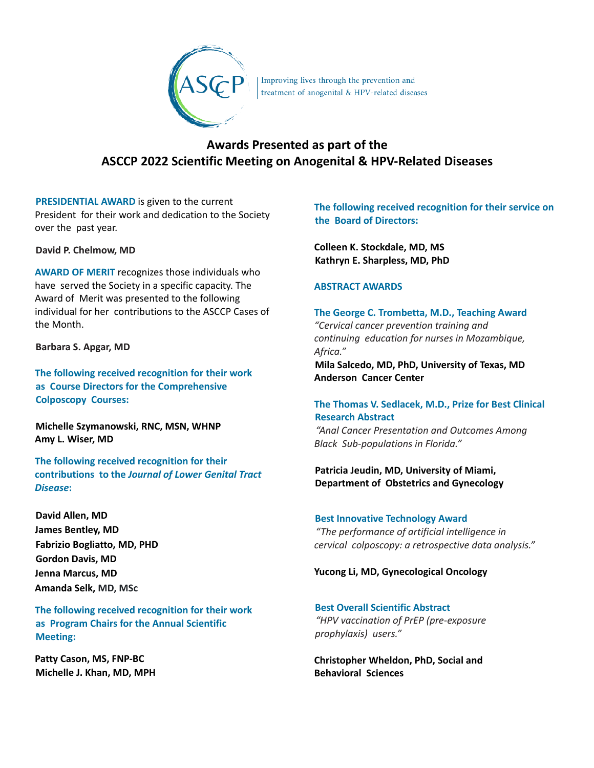Improving lives through the prevention and treatment of anogenital & HPV-related diseases

# Awards Presented as part of the ASCCP 2022 Scientific Meeting on Anogenital & HPV-Related Diseases

**PRESIDENTIAL AWARD** is given to the current President for their work and dedication to the Society over the past year.

**David P. Chelmow, MD**

**AWARD OF MERIT** recognizes those individuals who have served the Society in a specific capacity. The Award of Merit was presented to the following individual for her contributions to the ASCCP Cases of the Month.

**Barbara S. Apgar, MD**

**The following received recognition for their work as Course Directors for the Comprehensive Colposcopy Courses:**

**Michelle Szymanowski, RNC, MSN, WHNP**
**Amy L. Wiser, MD**

**The following received recognition for their contributions to the *Journal of Lower Genital Tract Disease*:**

**David Allen, MD**
**James Bentley, MD**
**Fabrizio Bogliatto, MD, PHD**
**Gordon Davis, MD**
**Jenna Marcus, MD**
**Amanda Selk, MD, MSc**

**The following received recognition for their work as Program Chairs for the Annual Scientific Meeting:**

**Patty Cason, MS, FNP-BC**
**Michelle J. Khan, MD, MPH**

**The following received recognition for their service on the Board of Directors:**

**Colleen K. Stockdale, MD, MS**
**Kathryn E. Sharpless, MD, PhD**

## ABSTRACT AWARDS

**The George C. Trombetta, M.D., Teaching Award**
*"Cervical cancer prevention training and continuing education for nurses in Mozambique, Africa."*
**Mila Salcedo, MD, PhD, University of Texas, MD Anderson Cancer Center**

**The Thomas V. Sedlacek, M.D., Prize for Best Clinical Research Abstract**
*"Anal Cancer Presentation and Outcomes Among Black Sub-populations in Florida."*

**Patricia Jeudin, MD, University of Miami, Department of Obstetrics and Gynecology**

**Best Innovative Technology Award**
*"The performance of artificial intelligence in cervical colposcopy: a retrospective data analysis."*

**Yucong Li, MD, Gynecological Oncology**

**Best Overall Scientific Abstract**
*"HPV vaccination of PrEP (pre-exposure prophylaxis) users."*

**Christopher Wheldon, PhD, Social and Behavioral Sciences**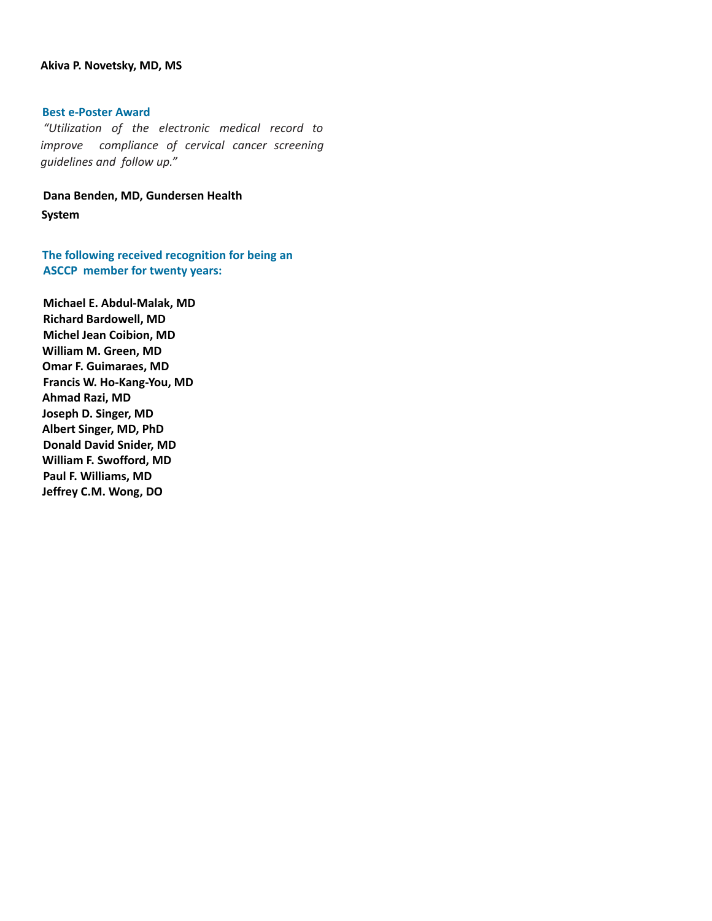**Akiva P. Novetsky, MD, MS**

### Best e-Poster Award

*"Utilization of the electronic medical record to improve compliance of cervical cancer screening guidelines and follow up."*

**Dana Benden, MD, Gundersen Health System**

### The following received recognition for being an ASCCP member for twenty years:

**Michael E. Abdul-Malak, MD**
**Richard Bardowell, MD**
**Michel Jean Coibion, MD**
**William M. Green, MD**
**Omar F. Guimaraes, MD**
**Francis W. Ho-Kang-You, MD**
**Ahmad Razi, MD**
**Joseph D. Singer, MD**
**Albert Singer, MD, PhD**
**Donald David Snider, MD**
**William F. Swofford, MD**
**Paul F. Williams, MD**
**Jeffrey C.M. Wong, DO**